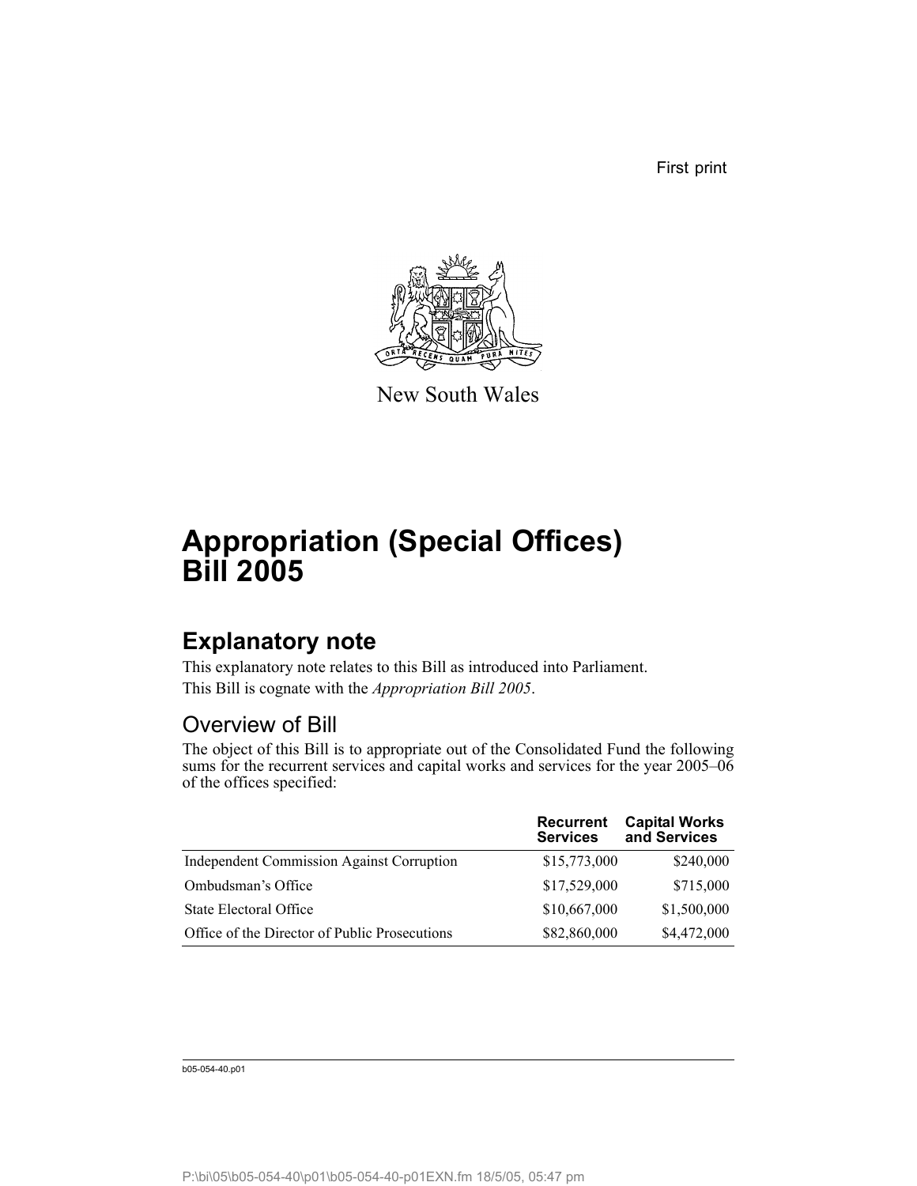First print

New South Wales

# Appropriation (Special Offices) Bill 2005

## Explanatory note

This explanatory note relates to this Bill as introduced into Parliament.

This Bill is cognate with the *Appropriation Bill 2005*.

### Overview of Bill

The object of this Bill is to appropriate out of the Consolidated Fund the following sums for the recurrent services and capital works and services for the year 2005–06 of the offices specified:

| | **Recurrent Services** | **Capital Works and Services** |
|---|---:|---:|
| Independent Commission Against Corruption | $15,773,000 | $240,000 |
| Ombudsman's Office | $17,529,000 | $715,000 |
| State Electoral Office | $10,667,000 | $1,500,000 |
| Office of the Director of Public Prosecutions | $82,860,000 | $4,472,000 |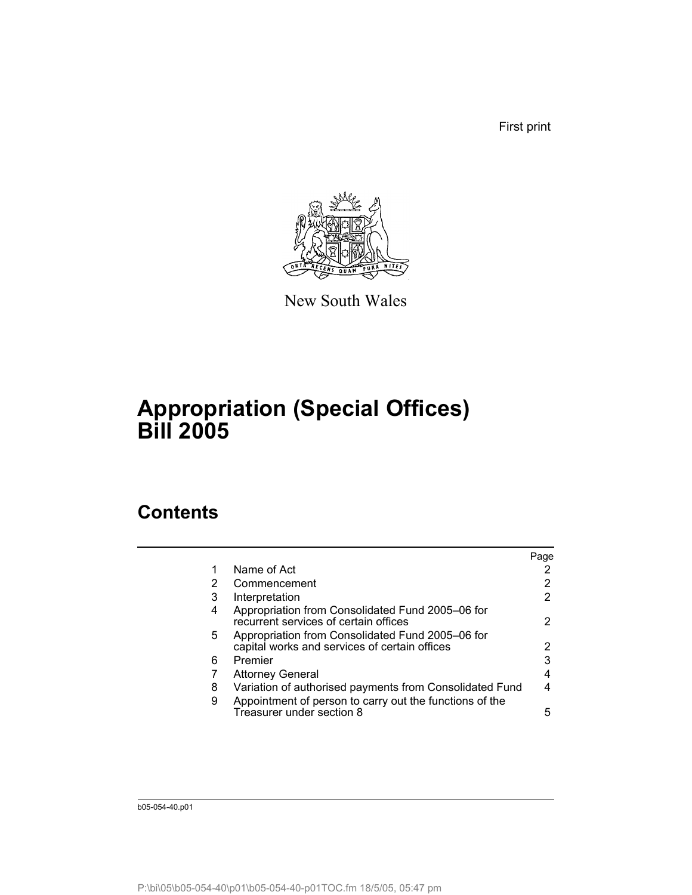First print

New South Wales

# Appropriation (Special Offices) Bill 2005

## Contents

| | | Page |
|---|---|---|
| 1 | Name of Act | 2 |
| 2 | Commencement | 2 |
| 3 | Interpretation | 2 |
| 4 | Appropriation from Consolidated Fund 2005–06 for recurrent services of certain offices | 2 |
| 5 | Appropriation from Consolidated Fund 2005–06 for capital works and services of certain offices | 2 |
| 6 | Premier | 3 |
| 7 | Attorney General | 4 |
| 8 | Variation of authorised payments from Consolidated Fund | 4 |
| 9 | Appointment of person to carry out the functions of the Treasurer under section 8 | 5 |

b05-054-40.p01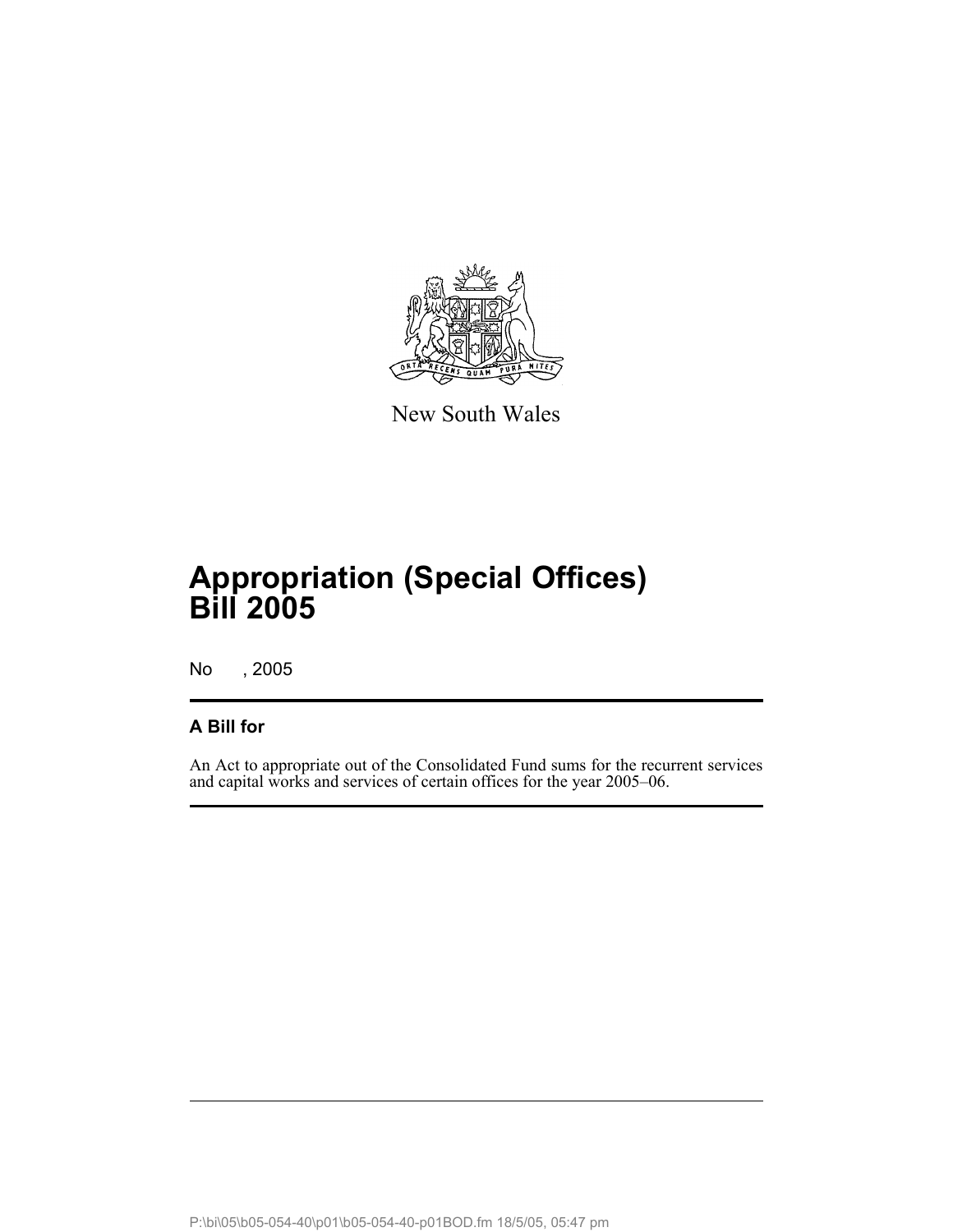New South Wales

# Appropriation (Special Offices) Bill 2005

No , 2005

## A Bill for

An Act to appropriate out of the Consolidated Fund sums for the recurrent services and capital works and services of certain offices for the year 2005–06.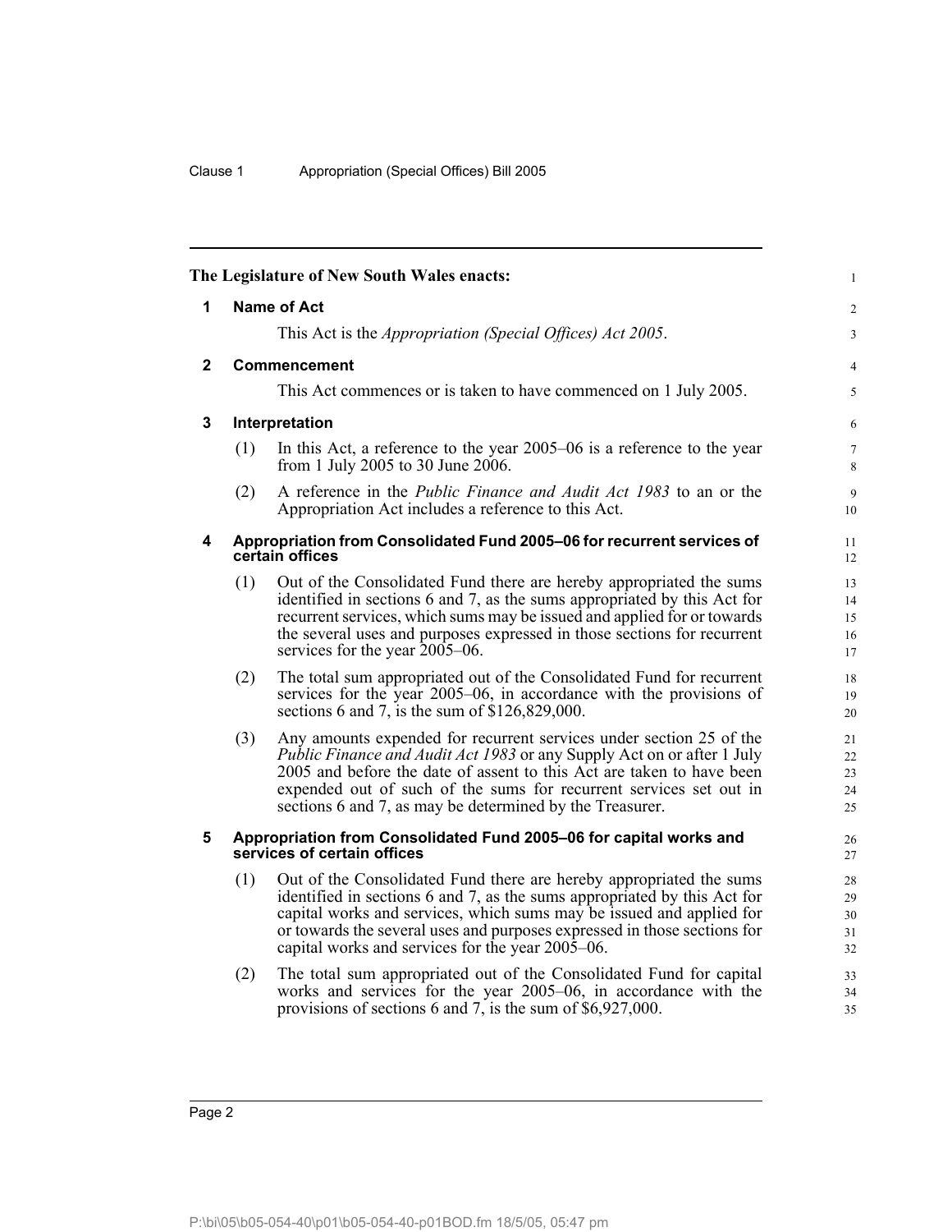The Legislature of New South Wales enacts:

## 1 Name of Act

This Act is the *Appropriation (Special Offices) Act 2005*.

## 2 Commencement

This Act commences or is taken to have commenced on 1 July 2005.

## 3 Interpretation

(1) In this Act, a reference to the year 2005–06 is a reference to the year from 1 July 2005 to 30 June 2006.

(2) A reference in the *Public Finance and Audit Act 1983* to an or the Appropriation Act includes a reference to this Act.

## 4 Appropriation from Consolidated Fund 2005–06 for recurrent services of certain offices

(1) Out of the Consolidated Fund there are hereby appropriated the sums identified in sections 6 and 7, as the sums appropriated by this Act for recurrent services, which sums may be issued and applied for or towards the several uses and purposes expressed in those sections for recurrent services for the year 2005–06.

(2) The total sum appropriated out of the Consolidated Fund for recurrent services for the year 2005–06, in accordance with the provisions of sections 6 and 7, is the sum of $126,829,000.

(3) Any amounts expended for recurrent services under section 25 of the *Public Finance and Audit Act 1983* or any Supply Act on or after 1 July 2005 and before the date of assent to this Act are taken to have been expended out of such of the sums for recurrent services set out in sections 6 and 7, as may be determined by the Treasurer.

## 5 Appropriation from Consolidated Fund 2005–06 for capital works and services of certain offices

(1) Out of the Consolidated Fund there are hereby appropriated the sums identified in sections 6 and 7, as the sums appropriated by this Act for capital works and services, which sums may be issued and applied for or towards the several uses and purposes expressed in those sections for capital works and services for the year 2005–06.

(2) The total sum appropriated out of the Consolidated Fund for capital works and services for the year 2005–06, in accordance with the provisions of sections 6 and 7, is the sum of $6,927,000.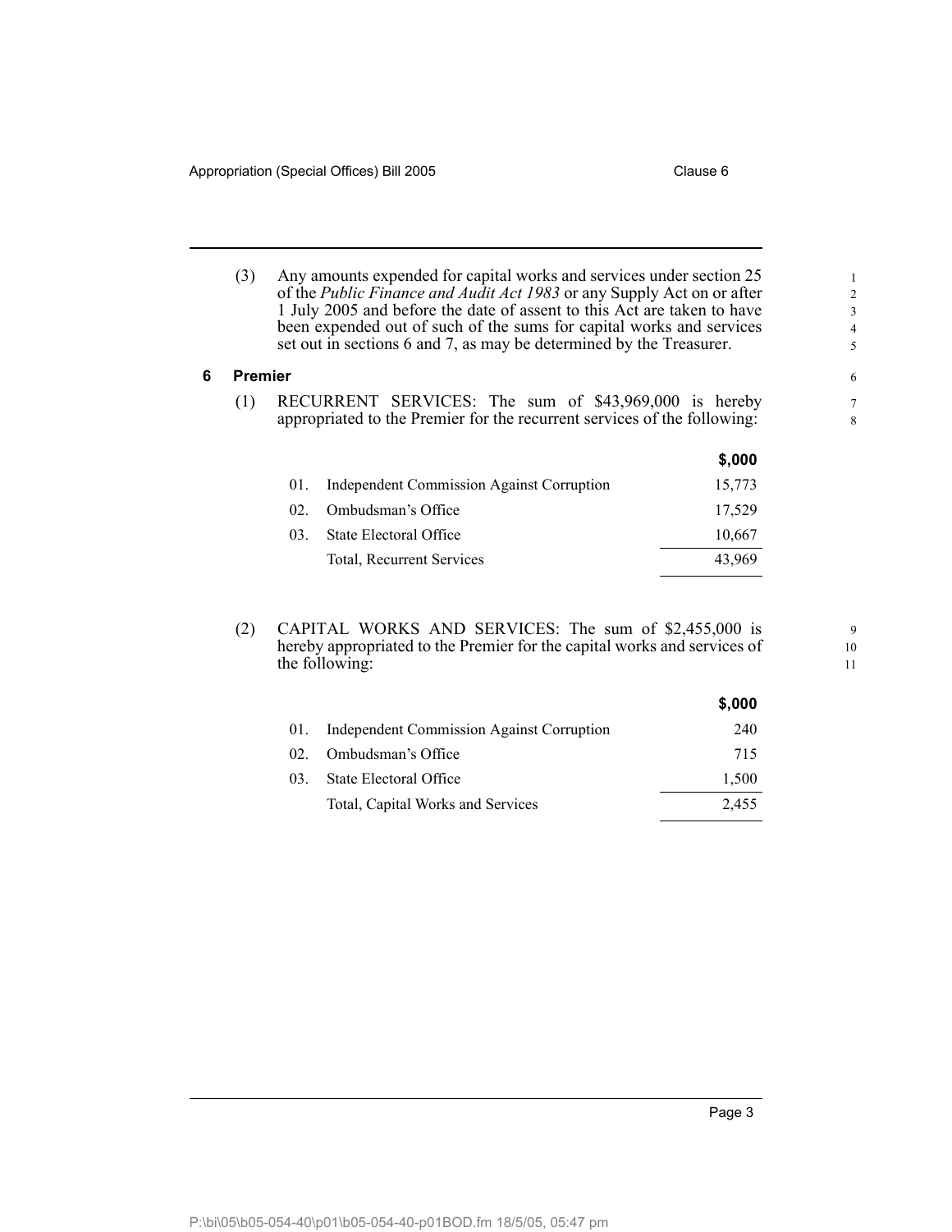(3) Any amounts expended for capital works and services under section 25 of the *Public Finance and Audit Act 1983* or any Supply Act on or after 1 July 2005 and before the date of assent to this Act are taken to have been expended out of such of the sums for capital works and services set out in sections 6 and 7, as may be determined by the Treasurer.

## 6 Premier

(1) RECURRENT SERVICES: The sum of $43,969,000 is hereby appropriated to the Premier for the recurrent services of the following:

| | | **$,000** |
|---|---|---|
| 01. | Independent Commission Against Corruption | 15,773 |
| 02. | Ombudsman's Office | 17,529 |
| 03. | State Electoral Office | 10,667 |
| | Total, Recurrent Services | 43,969 |

(2) CAPITAL WORKS AND SERVICES: The sum of $2,455,000 is hereby appropriated to the Premier for the capital works and services of the following:

| | | **$,000** |
|---|---|---|
| 01. | Independent Commission Against Corruption | 240 |
| 02. | Ombudsman's Office | 715 |
| 03. | State Electoral Office | 1,500 |
| | Total, Capital Works and Services | 2,455 |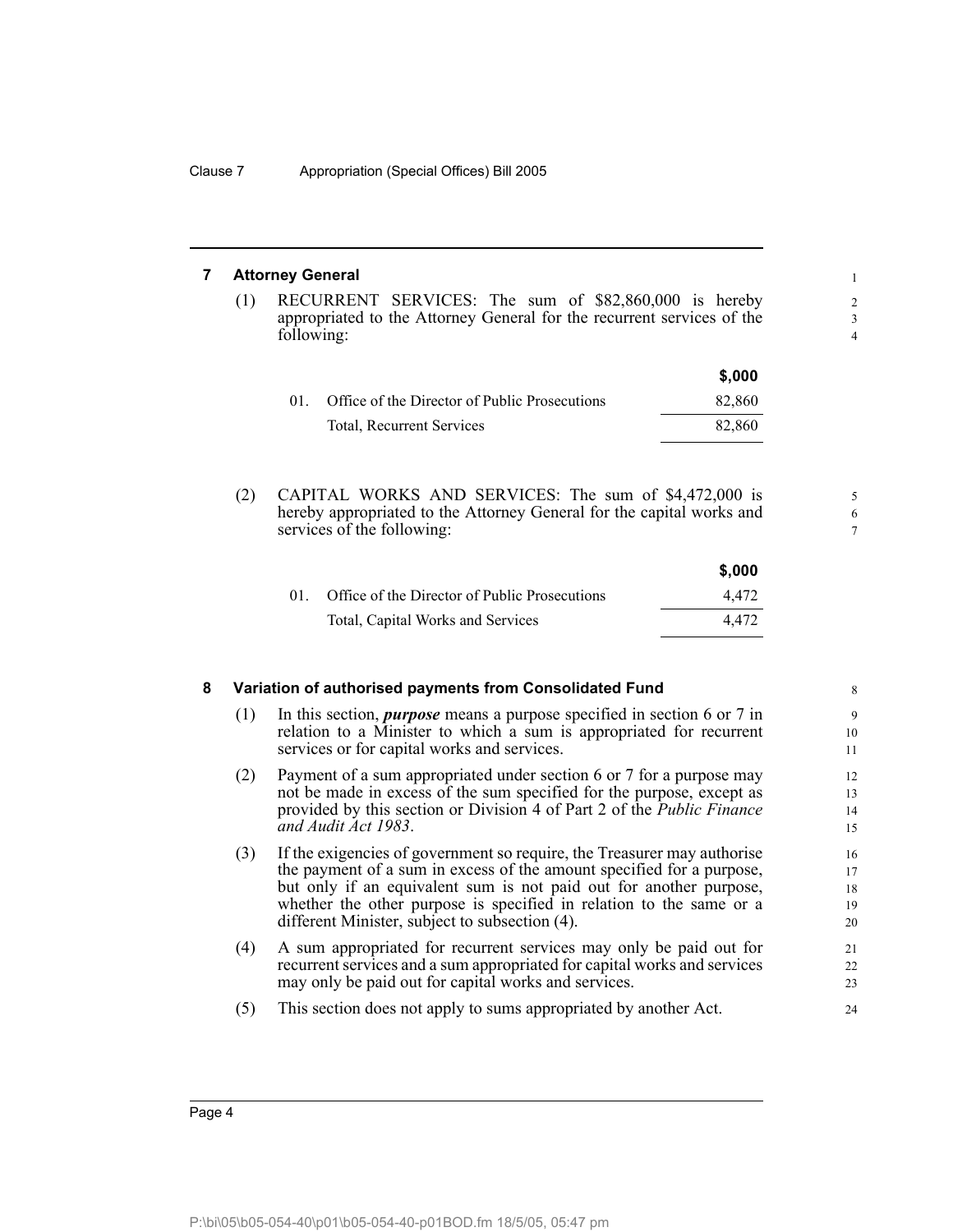## 7 Attorney General

(1) RECURRENT SERVICES: The sum of $82,860,000 is hereby appropriated to the Attorney General for the recurrent services of the following:

| | | $,000 |
|---|---|---|
| 01. | Office of the Director of Public Prosecutions | 82,860 |
| | Total, Recurrent Services | 82,860 |

(2) CAPITAL WORKS AND SERVICES: The sum of $4,472,000 is hereby appropriated to the Attorney General for the capital works and services of the following:

| | | $,000 |
|---|---|---|
| 01. | Office of the Director of Public Prosecutions | 4,472 |
| | Total, Capital Works and Services | 4,472 |

## 8 Variation of authorised payments from Consolidated Fund

(1) In this section, ***purpose*** means a purpose specified in section 6 or 7 in relation to a Minister to which a sum is appropriated for recurrent services or for capital works and services.

(2) Payment of a sum appropriated under section 6 or 7 for a purpose may not be made in excess of the sum specified for the purpose, except as provided by this section or Division 4 of Part 2 of the *Public Finance and Audit Act 1983*.

(3) If the exigencies of government so require, the Treasurer may authorise the payment of a sum in excess of the amount specified for a purpose, but only if an equivalent sum is not paid out for another purpose, whether the other purpose is specified in relation to the same or a different Minister, subject to subsection (4).

(4) A sum appropriated for recurrent services may only be paid out for recurrent services and a sum appropriated for capital works and services may only be paid out for capital works and services.

(5) This section does not apply to sums appropriated by another Act.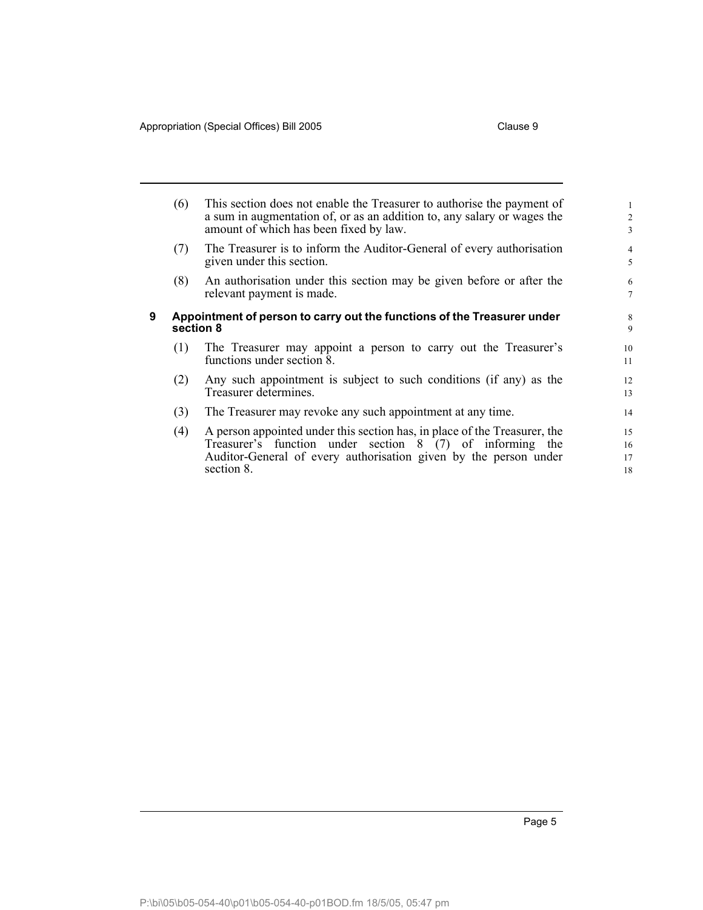(6) This section does not enable the Treasurer to authorise the payment of a sum in augmentation of, or as an addition to, any salary or wages the amount of which has been fixed by law.

(7) The Treasurer is to inform the Auditor-General of every authorisation given under this section.

(8) An authorisation under this section may be given before or after the relevant payment is made.

**9 Appointment of person to carry out the functions of the Treasurer under section 8**

(1) The Treasurer may appoint a person to carry out the Treasurer's functions under section 8.

(2) Any such appointment is subject to such conditions (if any) as the Treasurer determines.

(3) The Treasurer may revoke any such appointment at any time.

(4) A person appointed under this section has, in place of the Treasurer, the Treasurer's function under section 8 (7) of informing the Auditor-General of every authorisation given by the person under section 8.